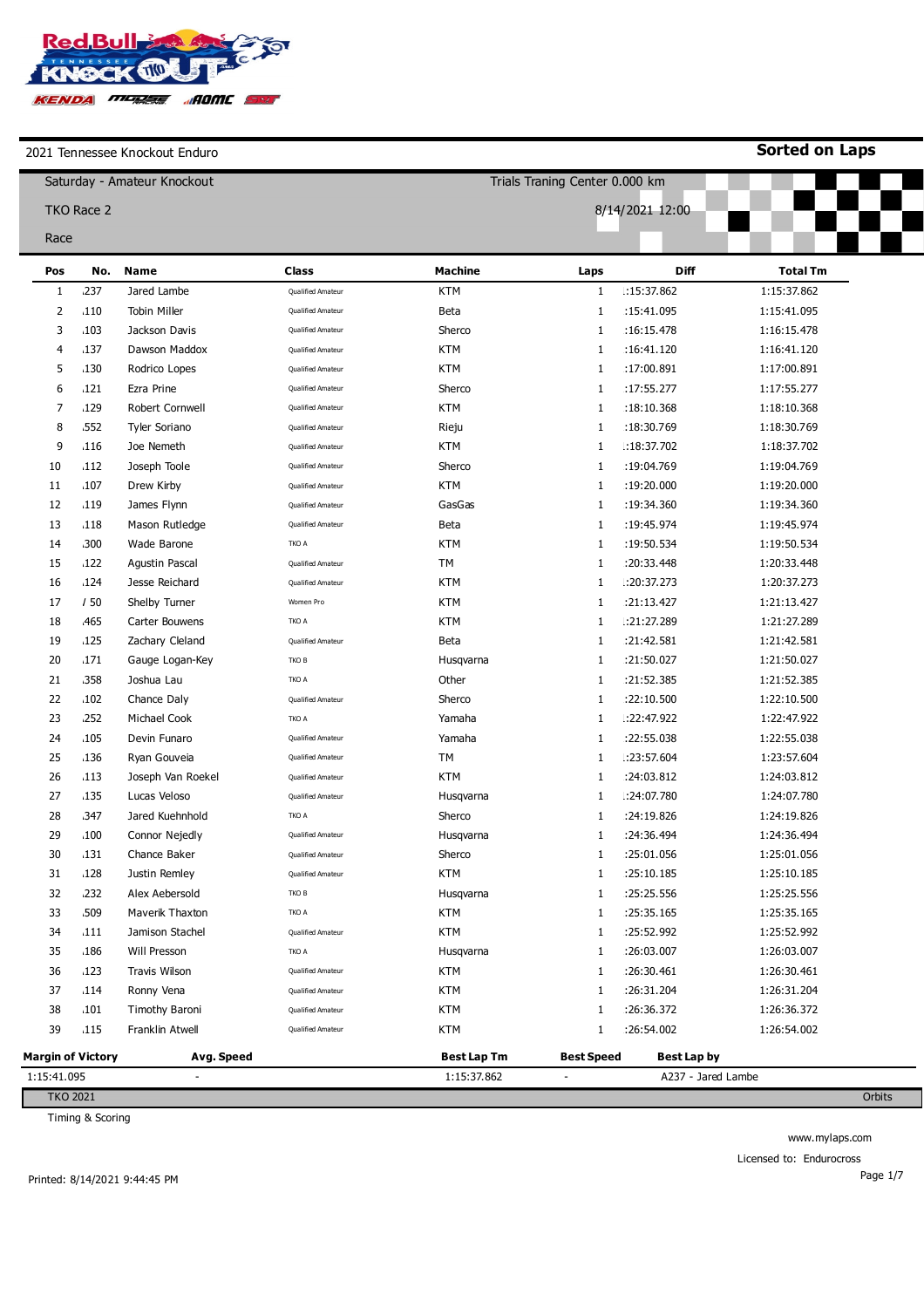2021 Tennessee Knockout Enduro

**Sorted on Laps**

Saturday - Amateur Knockout

TKO Race 2

Race

Trials Traning Center 0.000 km

8/14/2021 12:00

| Pos | No. | Name | Class | Machine | Laps | Diff | Total Tm |
|---|---|---|---|---|---|---|---|
| 1 | 237 | Jared Lambe | Qualified Amateur | KTM | 1 | :15:37.862 | 1:15:37.862 |
| 2 | 110 | Tobin Miller | Qualified Amateur | Beta | 1 | :15:41.095 | 1:15:41.095 |
| 3 | 103 | Jackson Davis | Qualified Amateur | Sherco | 1 | :16:15.478 | 1:16:15.478 |
| 4 | 137 | Dawson Maddox | Qualified Amateur | KTM | 1 | :16:41.120 | 1:16:41.120 |
| 5 | 130 | Rodrico Lopes | Qualified Amateur | KTM | 1 | :17:00.891 | 1:17:00.891 |
| 6 | 121 | Ezra Prine | Qualified Amateur | Sherco | 1 | :17:55.277 | 1:17:55.277 |
| 7 | 129 | Robert Cornwell | Qualified Amateur | KTM | 1 | :18:10.368 | 1:18:10.368 |
| 8 | 552 | Tyler Soriano | Qualified Amateur | Rieju | 1 | :18:30.769 | 1:18:30.769 |
| 9 | 116 | Joe Nemeth | Qualified Amateur | KTM | 1 | :18:37.702 | 1:18:37.702 |
| 10 | 112 | Joseph Toole | Qualified Amateur | Sherco | 1 | :19:04.769 | 1:19:04.769 |
| 11 | 107 | Drew Kirby | Qualified Amateur | KTM | 1 | :19:20.000 | 1:19:20.000 |
| 12 | 119 | James Flynn | Qualified Amateur | GasGas | 1 | :19:34.360 | 1:19:34.360 |
| 13 | 118 | Mason Rutledge | Qualified Amateur | Beta | 1 | :19:45.974 | 1:19:45.974 |
| 14 | 300 | Wade Barone | TKO A | KTM | 1 | :19:50.534 | 1:19:50.534 |
| 15 | 122 | Agustin Pascal | Qualified Amateur | TM | 1 | :20:33.448 | 1:20:33.448 |
| 16 | 124 | Jesse Reichard | Qualified Amateur | KTM | 1 | :20:37.273 | 1:20:37.273 |
| 17 | 50 | Shelby Turner | Women Pro | KTM | 1 | :21:13.427 | 1:21:13.427 |
| 18 | 465 | Carter Bouwens | TKO A | KTM | 1 | :21:27.289 | 1:21:27.289 |
| 19 | 125 | Zachary Cleland | Qualified Amateur | Beta | 1 | :21:42.581 | 1:21:42.581 |
| 20 | 171 | Gauge Logan-Key | TKO B | Husqvarna | 1 | :21:50.027 | 1:21:50.027 |
| 21 | 358 | Joshua Lau | TKO A | Other | 1 | :21:52.385 | 1:21:52.385 |
| 22 | 102 | Chance Daly | Qualified Amateur | Sherco | 1 | :22:10.500 | 1:22:10.500 |
| 23 | 252 | Michael Cook | TKO A | Yamaha | 1 | :22:47.922 | 1:22:47.922 |
| 24 | 105 | Devin Funaro | Qualified Amateur | Yamaha | 1 | :22:55.038 | 1:22:55.038 |
| 25 | 136 | Ryan Gouveia | Qualified Amateur | TM | 1 | :23:57.604 | 1:23:57.604 |
| 26 | 113 | Joseph Van Roekel | Qualified Amateur | KTM | 1 | :24:03.812 | 1:24:03.812 |
| 27 | 135 | Lucas Veloso | Qualified Amateur | Husqvarna | 1 | :24:07.780 | 1:24:07.780 |
| 28 | 347 | Jared Kuehnhold | TKO A | Sherco | 1 | :24:19.826 | 1:24:19.826 |
| 29 | 100 | Connor Nejedly | Qualified Amateur | Husqvarna | 1 | :24:36.494 | 1:24:36.494 |
| 30 | 131 | Chance Baker | Qualified Amateur | Sherco | 1 | :25:01.056 | 1:25:01.056 |
| 31 | 128 | Justin Remley | Qualified Amateur | KTM | 1 | :25:10.185 | 1:25:10.185 |
| 32 | 232 | Alex Aebersold | TKO B | Husqvarna | 1 | :25:25.556 | 1:25:25.556 |
| 33 | 509 | Maverik Thaxton | TKO A | KTM | 1 | :25:35.165 | 1:25:35.165 |
| 34 | 111 | Jamison Stachel | Qualified Amateur | KTM | 1 | :25:52.992 | 1:25:52.992 |
| 35 | 186 | Will Presson | TKO A | Husqvarna | 1 | :26:03.007 | 1:26:03.007 |
| 36 | 123 | Travis Wilson | Qualified Amateur | KTM | 1 | :26:30.461 | 1:26:30.461 |
| 37 | 114 | Ronny Vena | Qualified Amateur | KTM | 1 | :26:31.204 | 1:26:31.204 |
| 38 | 101 | Timothy Baroni | Qualified Amateur | KTM | 1 | :26:36.372 | 1:26:36.372 |
| 39 | 115 | Franklin Atwell | Qualified Amateur | KTM | 1 | :26:54.002 | 1:26:54.002 |

| Margin of Victory | Avg. Speed | Best Lap Tm | Best Speed | Best Lap by |
|---|---|---|---|---|
| 1:15:41.095 | - | 1:15:37.862 | - | A237 - Jared Lambe |

TKO 2021 — Orbits

Timing & Scoring

www.mylaps.com

Licensed to: Endurocross

Printed: 8/14/2021 9:44:45 PM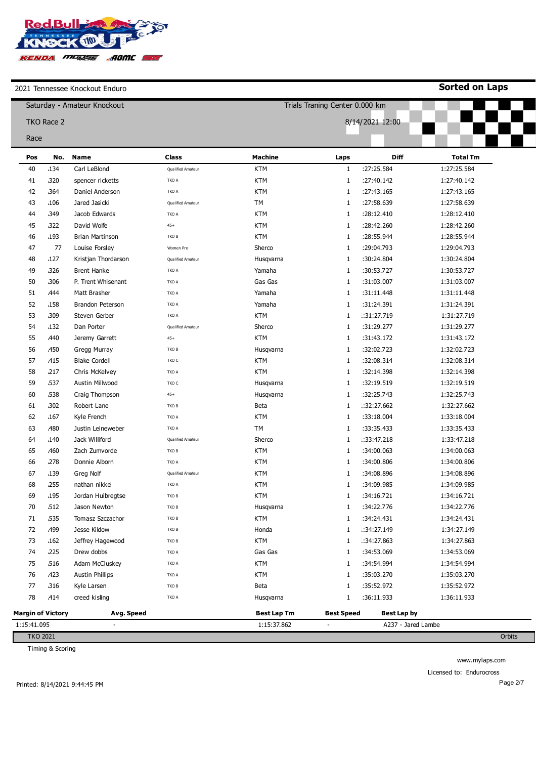2021 Tennessee Knockout Enduro

**Sorted on Laps**

Saturday - Amateur Knockout

TKO Race 2

Race

Trials Traning Center 0.000 km

8/14/2021 12:00

| Pos | No. | Name | Class | Machine | Laps | Diff | Total Tm |
|---|---|---|---|---|---|---|---|
| 40 | 134 | Carl LeBlond | Qualified Amateur | KTM | 1 | :27:25.584 | 1:27:25.584 |
| 41 | 320 | spencer ricketts | TKO A | KTM | 1 | :27:40.142 | 1:27:40.142 |
| 42 | 364 | Daniel Anderson | TKO A | KTM | 1 | :27:43.165 | 1:27:43.165 |
| 43 | 106 | Jared Jasicki | Qualified Amateur | TM | 1 | :27:58.639 | 1:27:58.639 |
| 44 | 349 | Jacob Edwards | TKO A | KTM | 1 | :28:12.410 | 1:28:12.410 |
| 45 | 322 | David Wolfe | 45+ | KTM | 1 | :28:42.260 | 1:28:42.260 |
| 46 | 193 | Brian Martinson | TKO B | KTM | 1 | :28:55.944 | 1:28:55.944 |
| 47 | 77 | Louise Forsley | Women Pro | Sherco | 1 | :29:04.793 | 1:29:04.793 |
| 48 | 127 | Kristjan Thordarson | Qualified Amateur | Husqvarna | 1 | :30:24.804 | 1:30:24.804 |
| 49 | 326 | Brent Hanke | TKO A | Yamaha | 1 | :30:53.727 | 1:30:53.727 |
| 50 | 306 | P. Trent Whisenant | TKO A | Gas Gas | 1 | :31:03.007 | 1:31:03.007 |
| 51 | 444 | Matt Brasher | TKO A | Yamaha | 1 | :31:11.448 | 1:31:11.448 |
| 52 | 158 | Brandon Peterson | TKO A | Yamaha | 1 | :31:24.391 | 1:31:24.391 |
| 53 | 309 | Steven Gerber | TKO A | KTM | 1 | :31:27.719 | 1:31:27.719 |
| 54 | 132 | Dan Porter | Qualified Amateur | Sherco | 1 | :31:29.277 | 1:31:29.277 |
| 55 | 440 | Jeremy Garrett | 45+ | KTM | 1 | :31:43.172 | 1:31:43.172 |
| 56 | 450 | Gregg Murray | TKO B | Husqvarna | 1 | :32:02.723 | 1:32:02.723 |
| 57 | 415 | Blake Cordell | TKO C | KTM | 1 | :32:08.314 | 1:32:08.314 |
| 58 | 217 | Chris McKelvey | TKO A | KTM | 1 | :32:14.398 | 1:32:14.398 |
| 59 | 537 | Austin Millwood | TKO C | Husqvarna | 1 | :32:19.519 | 1:32:19.519 |
| 60 | 538 | Craig Thompson | 45+ | Husqvarna | 1 | :32:25.743 | 1:32:25.743 |
| 61 | 302 | Robert Lane | TKO B | Beta | 1 | :32:27.662 | 1:32:27.662 |
| 62 | 167 | Kyle French | TKO A | KTM | 1 | :33:18.004 | 1:33:18.004 |
| 63 | 480 | Justin Leineweber | TKO A | TM | 1 | :33:35.433 | 1:33:35.433 |
| 64 | 140 | Jack Williford | Qualified Amateur | Sherco | 1 | :33:47.218 | 1:33:47.218 |
| 65 | 460 | Zach Zumvorde | TKO B | KTM | 1 | :34:00.063 | 1:34:00.063 |
| 66 | 278 | Donnie Alborn | TKO A | KTM | 1 | :34:00.806 | 1:34:00.806 |
| 67 | 139 | Greg Nolf | Qualified Amateur | KTM | 1 | :34:08.896 | 1:34:08.896 |
| 68 | 255 | nathan nikkel | TKO A | KTM | 1 | :34:09.985 | 1:34:09.985 |
| 69 | 195 | Jordan Huibregtse | TKO B | KTM | 1 | :34:16.721 | 1:34:16.721 |
| 70 | 512 | Jason Newton | TKO B | Husqvarna | 1 | :34:22.776 | 1:34:22.776 |
| 71 | 535 | Tomasz Szczachor | TKO B | KTM | 1 | :34:24.431 | 1:34:24.431 |
| 72 | 499 | Jesse Kildow | TKO B | Honda | 1 | :34:27.149 | 1:34:27.149 |
| 73 | 162 | Jeffrey Hagewood | TKO B | KTM | 1 | :34:27.863 | 1:34:27.863 |
| 74 | 225 | Drew dobbs | TKO A | Gas Gas | 1 | :34:53.069 | 1:34:53.069 |
| 75 | 516 | Adam McCluskey | TKO A | KTM | 1 | :34:54.994 | 1:34:54.994 |
| 76 | 423 | Austin Phillips | TKO A | KTM | 1 | :35:03.270 | 1:35:03.270 |
| 77 | 316 | Kyle Larsen | TKO B | Beta | 1 | :35:52.972 | 1:35:52.972 |
| 78 | 414 | creed kisling | TKO A | Husqvarna | 1 | :36:11.933 | 1:36:11.933 |

| Margin of Victory | Avg. Speed | Best Lap Tm | Best Speed | Best Lap by |
|---|---|---|---|---|
| 1:15:41.095 | - | 1:15:37.862 | - | A237 - Jared Lambe |

TKO 2021 — Orbits

Timing & Scoring

www.mylaps.com

Licensed to: Endurocross

Printed: 8/14/2021 9:44:45 PM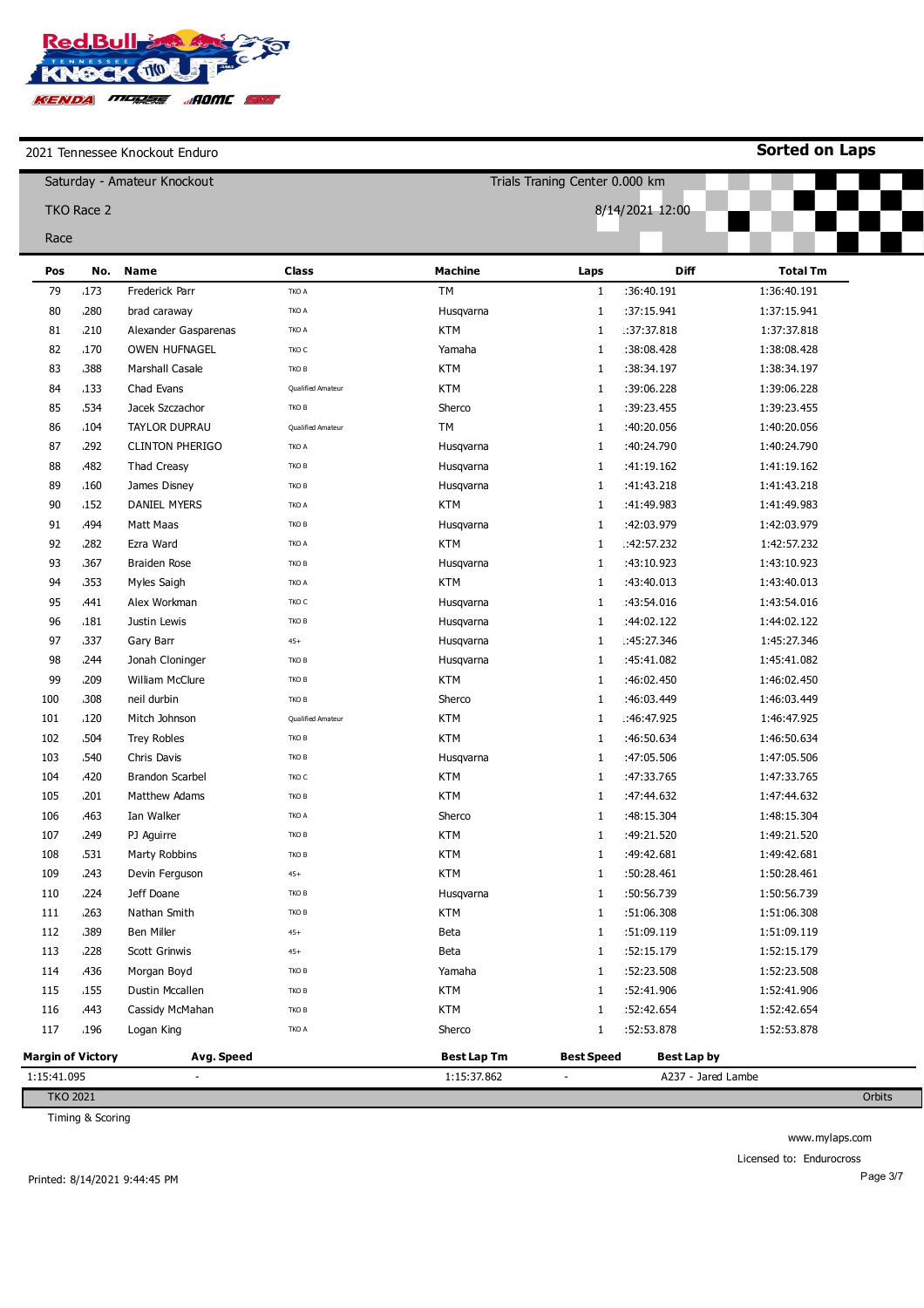2021 Tennessee Knockout Enduro

**Sorted on Laps**

Saturday - Amateur Knockout

TKO Race 2

Race

Trials Traning Center 0.000 km

8/14/2021 12:00

| Pos | No. | Name | Class | Machine | Laps | Diff | Total Tm |
|---|---|---|---|---|---|---|---|
| 79 | .173 | Frederick Parr | TKO A | TM | 1 | :36:40.191 | 1:36:40.191 |
| 80 | .280 | brad caraway | TKO A | Husqvarna | 1 | :37:15.941 | 1:37:15.941 |
| 81 | .210 | Alexander Gasparenas | TKO A | KTM | 1 | :37:37.818 | 1:37:37.818 |
| 82 | .170 | OWEN HUFNAGEL | TKO C | Yamaha | 1 | :38:08.428 | 1:38:08.428 |
| 83 | .388 | Marshall Casale | TKO B | KTM | 1 | :38:34.197 | 1:38:34.197 |
| 84 | .133 | Chad Evans | Qualified Amateur | KTM | 1 | :39:06.228 | 1:39:06.228 |
| 85 | .534 | Jacek Szczachor | TKO B | Sherco | 1 | :39:23.455 | 1:39:23.455 |
| 86 | .104 | TAYLOR DUPRAU | Qualified Amateur | TM | 1 | :40:20.056 | 1:40:20.056 |
| 87 | .292 | CLINTON PHERIGO | TKO A | Husqvarna | 1 | :40:24.790 | 1:40:24.790 |
| 88 | .482 | Thad Creasy | TKO B | Husqvarna | 1 | :41:19.162 | 1:41:19.162 |
| 89 | .160 | James Disney | TKO B | Husqvarna | 1 | :41:43.218 | 1:41:43.218 |
| 90 | .152 | DANIEL MYERS | TKO A | KTM | 1 | :41:49.983 | 1:41:49.983 |
| 91 | .494 | Matt Maas | TKO B | Husqvarna | 1 | :42:03.979 | 1:42:03.979 |
| 92 | .282 | Ezra Ward | TKO A | KTM | 1 | :42:57.232 | 1:42:57.232 |
| 93 | .367 | Braiden Rose | TKO B | Husqvarna | 1 | :43:10.923 | 1:43:10.923 |
| 94 | .353 | Myles Saigh | TKO A | KTM | 1 | :43:40.013 | 1:43:40.013 |
| 95 | .441 | Alex Workman | TKO C | Husqvarna | 1 | :43:54.016 | 1:43:54.016 |
| 96 | .181 | Justin Lewis | TKO B | Husqvarna | 1 | :44:02.122 | 1:44:02.122 |
| 97 | .337 | Gary Barr | 45+ | Husqvarna | 1 | :45:27.346 | 1:45:27.346 |
| 98 | .244 | Jonah Cloninger | TKO B | Husqvarna | 1 | :45:41.082 | 1:45:41.082 |
| 99 | .209 | William McClure | TKO B | KTM | 1 | :46:02.450 | 1:46:02.450 |
| 100 | .308 | neil durbin | TKO B | Sherco | 1 | :46:03.449 | 1:46:03.449 |
| 101 | .120 | Mitch Johnson | Qualified Amateur | KTM | 1 | :46:47.925 | 1:46:47.925 |
| 102 | .504 | Trey Robles | TKO B | KTM | 1 | :46:50.634 | 1:46:50.634 |
| 103 | .540 | Chris Davis | TKO B | Husqvarna | 1 | :47:05.506 | 1:47:05.506 |
| 104 | .420 | Brandon Scarbel | TKO C | KTM | 1 | :47:33.765 | 1:47:33.765 |
| 105 | .201 | Matthew Adams | TKO B | KTM | 1 | :47:44.632 | 1:47:44.632 |
| 106 | .463 | Ian Walker | TKO A | Sherco | 1 | :48:15.304 | 1:48:15.304 |
| 107 | .249 | PJ Aguirre | TKO B | KTM | 1 | :49:21.520 | 1:49:21.520 |
| 108 | .531 | Marty Robbins | TKO B | KTM | 1 | :49:42.681 | 1:49:42.681 |
| 109 | .243 | Devin Ferguson | 45+ | KTM | 1 | :50:28.461 | 1:50:28.461 |
| 110 | .224 | Jeff Doane | TKO B | Husqvarna | 1 | :50:56.739 | 1:50:56.739 |
| 111 | .263 | Nathan Smith | TKO B | KTM | 1 | :51:06.308 | 1:51:06.308 |
| 112 | .389 | Ben Miller | 45+ | Beta | 1 | :51:09.119 | 1:51:09.119 |
| 113 | .228 | Scott Grinwis | 45+ | Beta | 1 | :52:15.179 | 1:52:15.179 |
| 114 | .436 | Morgan Boyd | TKO B | Yamaha | 1 | :52:23.508 | 1:52:23.508 |
| 115 | .155 | Dustin Mccallen | TKO B | KTM | 1 | :52:41.906 | 1:52:41.906 |
| 116 | .443 | Cassidy McMahan | TKO B | KTM | 1 | :52:42.654 | 1:52:42.654 |
| 117 | .196 | Logan King | TKO A | Sherco | 1 | :52:53.878 | 1:52:53.878 |

| Margin of Victory | Avg. Speed | Best Lap Tm | Best Speed | Best Lap by |
|---|---|---|---|---|
| 1:15:41.095 | - | 1:15:37.862 | - | A237 - Jared Lambe |

TKO 2021 — Orbits

Timing & Scoring

www.mylaps.com

Licensed to: Endurocross

Printed: 8/14/2021 9:44:45 PM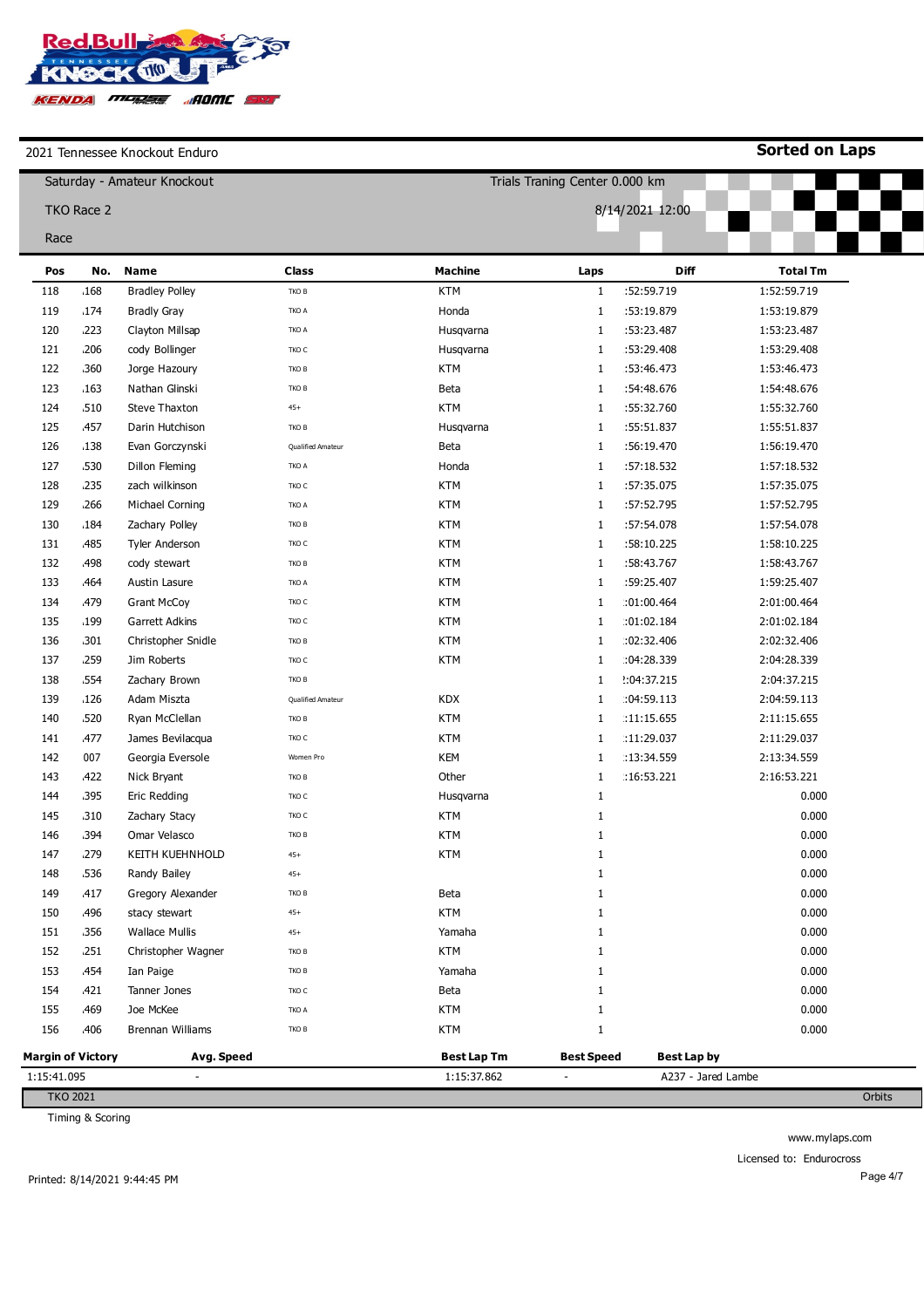2021 Tennessee Knockout Enduro

**Sorted on Laps**

Saturday - Amateur Knockout

Trials Traning Center 0.000 km

TKO Race 2

8/14/2021 12:00

Race

| Pos | No. | Name | Class | Machine | Laps | Diff | Total Tm |
|---|---|---|---|---|---|---|---|
| 118 | .168 | Bradley Polley | TKO B | KTM | 1 | :52:59.719 | 1:52:59.719 |
| 119 | .174 | Bradly Gray | TKO A | Honda | 1 | :53:19.879 | 1:53:19.879 |
| 120 | .223 | Clayton Millsap | TKO A | Husqvarna | 1 | :53:23.487 | 1:53:23.487 |
| 121 | .206 | cody Bollinger | TKO C | Husqvarna | 1 | :53:29.408 | 1:53:29.408 |
| 122 | .360 | Jorge Hazoury | TKO B | KTM | 1 | :53:46.473 | 1:53:46.473 |
| 123 | .163 | Nathan Glinski | TKO B | Beta | 1 | :54:48.676 | 1:54:48.676 |
| 124 | .510 | Steve Thaxton | 45+ | KTM | 1 | :55:32.760 | 1:55:32.760 |
| 125 | .457 | Darin Hutchison | TKO B | Husqvarna | 1 | :55:51.837 | 1:55:51.837 |
| 126 | .138 | Evan Gorczynski | Qualified Amateur | Beta | 1 | :56:19.470 | 1:56:19.470 |
| 127 | .530 | Dillon Fleming | TKO A | Honda | 1 | :57:18.532 | 1:57:18.532 |
| 128 | .235 | zach wilkinson | TKO C | KTM | 1 | :57:35.075 | 1:57:35.075 |
| 129 | .266 | Michael Corning | TKO A | KTM | 1 | :57:52.795 | 1:57:52.795 |
| 130 | .184 | Zachary Polley | TKO B | KTM | 1 | :57:54.078 | 1:57:54.078 |
| 131 | .485 | Tyler Anderson | TKO C | KTM | 1 | :58:10.225 | 1:58:10.225 |
| 132 | .498 | cody stewart | TKO B | KTM | 1 | :58:43.767 | 1:58:43.767 |
| 133 | .464 | Austin Lasure | TKO A | KTM | 1 | :59:25.407 | 1:59:25.407 |
| 134 | .479 | Grant McCoy | TKO C | KTM | 1 | :01:00.464 | 2:01:00.464 |
| 135 | .199 | Garrett Adkins | TKO C | KTM | 1 | :01:02.184 | 2:01:02.184 |
| 136 | .301 | Christopher Snidle | TKO B | KTM | 1 | :02:32.406 | 2:02:32.406 |
| 137 | .259 | Jim Roberts | TKO C | KTM | 1 | :04:28.339 | 2:04:28.339 |
| 138 | .554 | Zachary Brown | TKO B | | 1 | !:04:37.215 | 2:04:37.215 |
| 139 | .126 | Adam Miszta | Qualified Amateur | KDX | 1 | :04:59.113 | 2:04:59.113 |
| 140 | .520 | Ryan McClellan | TKO B | KTM | 1 | :11:15.655 | 2:11:15.655 |
| 141 | .477 | James Bevilacqua | TKO C | KTM | 1 | :11:29.037 | 2:11:29.037 |
| 142 | 007 | Georgia Eversole | Women Pro | KEM | 1 | :13:34.559 | 2:13:34.559 |
| 143 | .422 | Nick Bryant | TKO B | Other | 1 | :16:53.221 | 2:16:53.221 |
| 144 | .395 | Eric Redding | TKO C | Husqvarna | 1 | | 0.000 |
| 145 | .310 | Zachary Stacy | TKO C | KTM | 1 | | 0.000 |
| 146 | .394 | Omar Velasco | TKO B | KTM | 1 | | 0.000 |
| 147 | .279 | KEITH KUEHNHOLD | 45+ | KTM | 1 | | 0.000 |
| 148 | .536 | Randy Bailey | 45+ | | 1 | | 0.000 |
| 149 | .417 | Gregory Alexander | TKO B | Beta | 1 | | 0.000 |
| 150 | .496 | stacy stewart | 45+ | KTM | 1 | | 0.000 |
| 151 | .356 | Wallace Mullis | 45+ | Yamaha | 1 | | 0.000 |
| 152 | .251 | Christopher Wagner | TKO B | KTM | 1 | | 0.000 |
| 153 | .454 | Ian Paige | TKO B | Yamaha | 1 | | 0.000 |
| 154 | .421 | Tanner Jones | TKO C | Beta | 1 | | 0.000 |
| 155 | .469 | Joe McKee | TKO A | KTM | 1 | | 0.000 |
| 156 | .406 | Brennan Williams | TKO B | KTM | 1 | | 0.000 |

| Margin of Victory | Avg. Speed | Best Lap Tm | Best Speed | Best Lap by |
|---|---|---|---|---|
| 1:15:41.095 | - | 1:15:37.862 | - | A237 - Jared Lambe |

TKO 2021 — Orbits

Timing & Scoring

www.mylaps.com

Licensed to: Endurocross

Printed: 8/14/2021 9:44:45 PM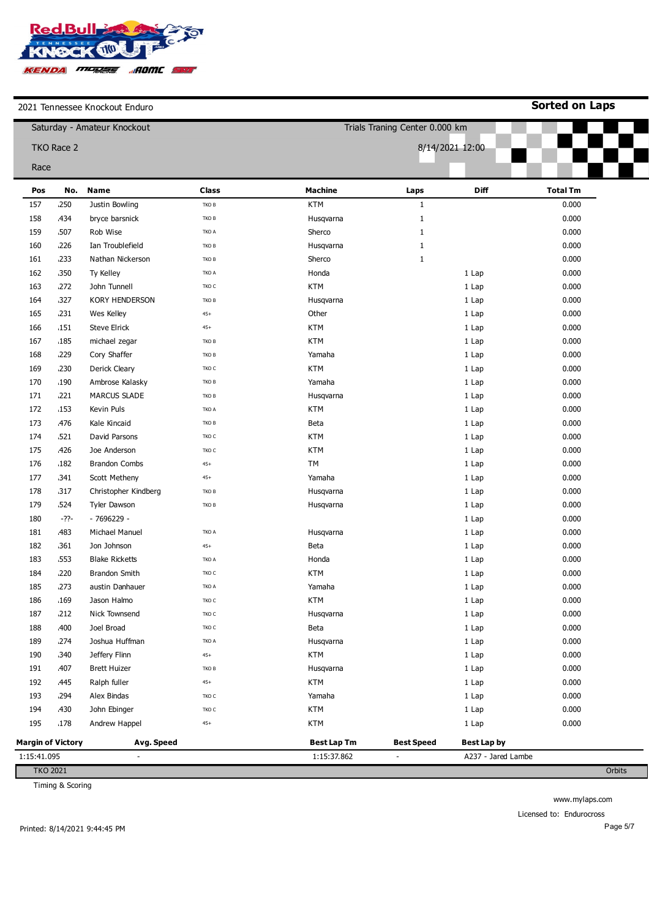2021 Tennessee Knockout Enduro

**Sorted on Laps**

Saturday - Amateur Knockout

TKO Race 2

Race

Trials Traning Center 0.000 km

8/14/2021 12:00

| Pos | No. | Name | Class | Machine | Laps | Diff | Total Tm |
|---|---|---|---|---|---|---|---|
| 157 | 250 | Justin Bowling | TKO B | KTM | 1 | | 0.000 |
| 158 | 434 | bryce barsnick | TKO B | Husqvarna | 1 | | 0.000 |
| 159 | 507 | Rob Wise | TKO A | Sherco | 1 | | 0.000 |
| 160 | 226 | Ian Troublefield | TKO B | Husqvarna | 1 | | 0.000 |
| 161 | 233 | Nathan Nickerson | TKO B | Sherco | 1 | | 0.000 |
| 162 | 350 | Ty Kelley | TKO A | Honda | | 1 Lap | 0.000 |
| 163 | 272 | John Tunnell | TKO C | KTM | | 1 Lap | 0.000 |
| 164 | 327 | KORY HENDERSON | TKO B | Husqvarna | | 1 Lap | 0.000 |
| 165 | 231 | Wes Kelley | 45+ | Other | | 1 Lap | 0.000 |
| 166 | 151 | Steve Elrick | 45+ | KTM | | 1 Lap | 0.000 |
| 167 | 185 | michael zegar | TKO B | KTM | | 1 Lap | 0.000 |
| 168 | 229 | Cory Shaffer | TKO B | Yamaha | | 1 Lap | 0.000 |
| 169 | 230 | Derick Cleary | TKO C | KTM | | 1 Lap | 0.000 |
| 170 | 190 | Ambrose Kalasky | TKO B | Yamaha | | 1 Lap | 0.000 |
| 171 | 221 | MARCUS SLADE | TKO B | Husqvarna | | 1 Lap | 0.000 |
| 172 | 153 | Kevin Puls | TKO A | KTM | | 1 Lap | 0.000 |
| 173 | 476 | Kale Kincaid | TKO B | Beta | | 1 Lap | 0.000 |
| 174 | 521 | David Parsons | TKO C | KTM | | 1 Lap | 0.000 |
| 175 | 426 | Joe Anderson | TKO C | KTM | | 1 Lap | 0.000 |
| 176 | 182 | Brandon Combs | 45+ | TM | | 1 Lap | 0.000 |
| 177 | 341 | Scott Metheny | 45+ | Yamaha | | 1 Lap | 0.000 |
| 178 | 317 | Christopher Kindberg | TKO B | Husqvarna | | 1 Lap | 0.000 |
| 179 | 524 | Tyler Dawson | TKO B | Husqvarna | | 1 Lap | 0.000 |
| 180 | -??- | - 7696229 - | | | | 1 Lap | 0.000 |
| 181 | 483 | Michael Manuel | TKO A | Husqvarna | | 1 Lap | 0.000 |
| 182 | 361 | Jon Johnson | 45+ | Beta | | 1 Lap | 0.000 |
| 183 | 553 | Blake Ricketts | TKO A | Honda | | 1 Lap | 0.000 |
| 184 | 220 | Brandon Smith | TKO C | KTM | | 1 Lap | 0.000 |
| 185 | 273 | austin Danhauer | TKO A | Yamaha | | 1 Lap | 0.000 |
| 186 | 169 | Jason Halmo | TKO C | KTM | | 1 Lap | 0.000 |
| 187 | 212 | Nick Townsend | TKO C | Husqvarna | | 1 Lap | 0.000 |
| 188 | 400 | Joel Broad | TKO C | Beta | | 1 Lap | 0.000 |
| 189 | 274 | Joshua Huffman | TKO A | Husqvarna | | 1 Lap | 0.000 |
| 190 | 340 | Jeffery Flinn | 45+ | KTM | | 1 Lap | 0.000 |
| 191 | 407 | Brett Huizer | TKO B | Husqvarna | | 1 Lap | 0.000 |
| 192 | 445 | Ralph fuller | 45+ | KTM | | 1 Lap | 0.000 |
| 193 | 294 | Alex Bindas | TKO C | Yamaha | | 1 Lap | 0.000 |
| 194 | 430 | John Ebinger | TKO C | KTM | | 1 Lap | 0.000 |
| 195 | 178 | Andrew Happel | 45+ | KTM | | 1 Lap | 0.000 |

| Margin of Victory | Avg. Speed | Best Lap Tm | Best Speed | Best Lap by |
|---|---|---|---|---|
| 1:15:41.095 | - | 1:15:37.862 | - | A237 - Jared Lambe |

TKO 2021

Orbits

Timing & Scoring

www.mylaps.com

Licensed to: Endurocross

Printed: 8/14/2021 9:44:45 PM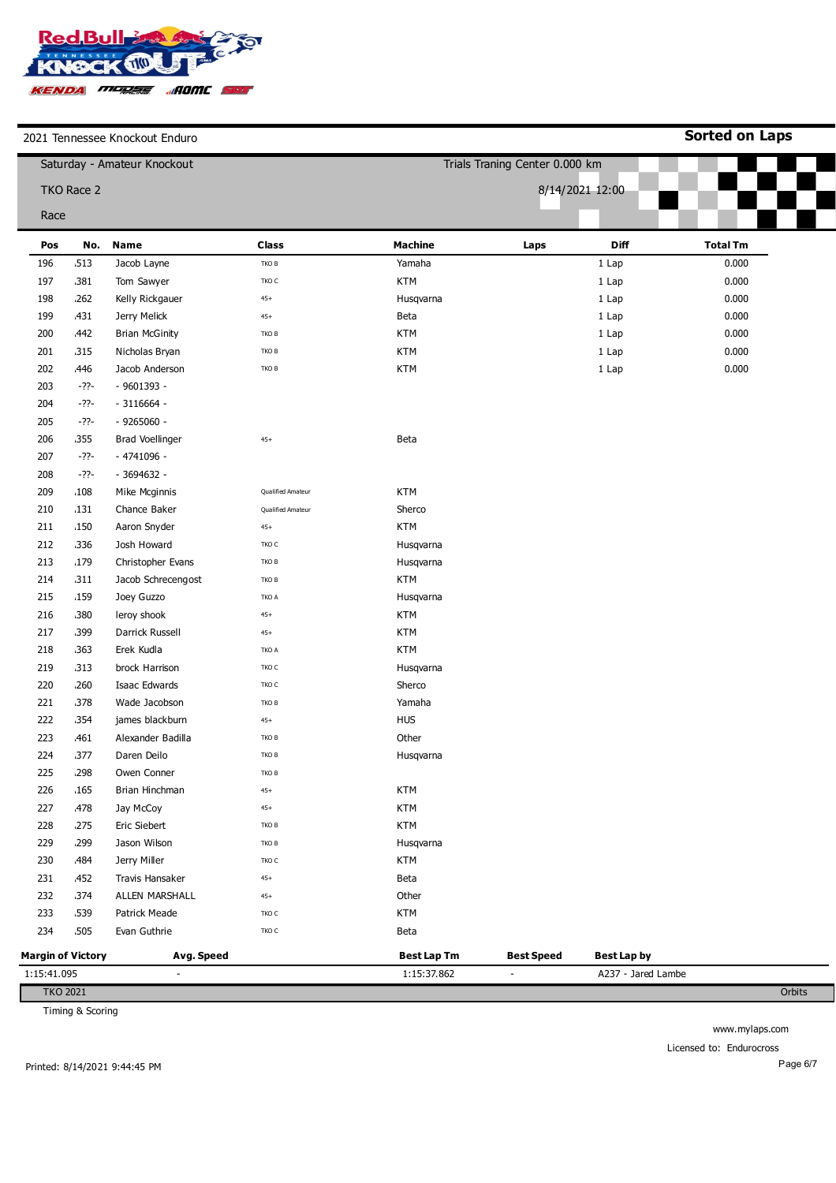2021 Tennessee Knockout Enduro

**Sorted on Laps**

Saturday - Amateur Knockout

TKO Race 2

Race

Trials Traning Center 0.000 km

8/14/2021 12:00

| Pos | No. | Name | Class | Machine | Laps | Diff | Total Tm |
|---|---|---|---|---|---|---|---|
| 196 | 513 | Jacob Layne | TKO B | Yamaha | | 1 Lap | 0.000 |
| 197 | 381 | Tom Sawyer | TKO C | KTM | | 1 Lap | 0.000 |
| 198 | 262 | Kelly Rickgauer | 45+ | Husqvarna | | 1 Lap | 0.000 |
| 199 | 431 | Jerry Melick | 45+ | Beta | | 1 Lap | 0.000 |
| 200 | 442 | Brian McGinity | TKO B | KTM | | 1 Lap | 0.000 |
| 201 | 315 | Nicholas Bryan | TKO B | KTM | | 1 Lap | 0.000 |
| 202 | 446 | Jacob Anderson | TKO B | KTM | | 1 Lap | 0.000 |
| 203 | -??- | - 9601393 - | | | | | |
| 204 | -??- | - 3116664 - | | | | | |
| 205 | -??- | - 9265060 - | | | | | |
| 206 | 355 | Brad Voellinger | 45+ | Beta | | | |
| 207 | -??- | - 4741096 - | | | | | |
| 208 | -??- | - 3694632 - | | | | | |
| 209 | 108 | Mike Mcginnis | Qualified Amateur | KTM | | | |
| 210 | 131 | Chance Baker | Qualified Amateur | Sherco | | | |
| 211 | 150 | Aaron Snyder | 45+ | KTM | | | |
| 212 | 336 | Josh Howard | TKO C | Husqvarna | | | |
| 213 | 179 | Christopher Evans | TKO B | Husqvarna | | | |
| 214 | 311 | Jacob Schrecengost | TKO B | KTM | | | |
| 215 | 159 | Joey Guzzo | TKO A | Husqvarna | | | |
| 216 | 380 | leroy shook | 45+ | KTM | | | |
| 217 | 399 | Darrick Russell | 45+ | KTM | | | |
| 218 | 363 | Erek Kudla | TKO A | KTM | | | |
| 219 | 313 | brock Harrison | TKO C | Husqvarna | | | |
| 220 | 260 | Isaac Edwards | TKO C | Sherco | | | |
| 221 | 378 | Wade Jacobson | TKO B | Yamaha | | | |
| 222 | 354 | james blackburn | 45+ | HUS | | | |
| 223 | 461 | Alexander Badilla | TKO B | Other | | | |
| 224 | 377 | Daren Deilo | TKO B | Husqvarna | | | |
| 225 | 298 | Owen Conner | TKO B | | | | |
| 226 | 165 | Brian Hinchman | 45+ | KTM | | | |
| 227 | 478 | Jay McCoy | 45+ | KTM | | | |
| 228 | 275 | Eric Siebert | TKO B | KTM | | | |
| 229 | 299 | Jason Wilson | TKO B | Husqvarna | | | |
| 230 | 484 | Jerry Miller | TKO C | KTM | | | |
| 231 | 452 | Travis Hansaker | 45+ | Beta | | | |
| 232 | 374 | ALLEN MARSHALL | 45+ | Other | | | |
| 233 | 539 | Patrick Meade | TKO C | KTM | | | |
| 234 | 505 | Evan Guthrie | TKO C | Beta | | | |

| Margin of Victory | Avg. Speed | Best Lap Tm | Best Speed | Best Lap by |
|---|---|---|---|---|
| 1:15:41.095 | - | 1:15:37.862 | - | A237 - Jared Lambe |

TKO 2021 — Orbits

Timing & Scoring

www.mylaps.com

Licensed to: Endurocross

Printed: 8/14/2021 9:44:45 PM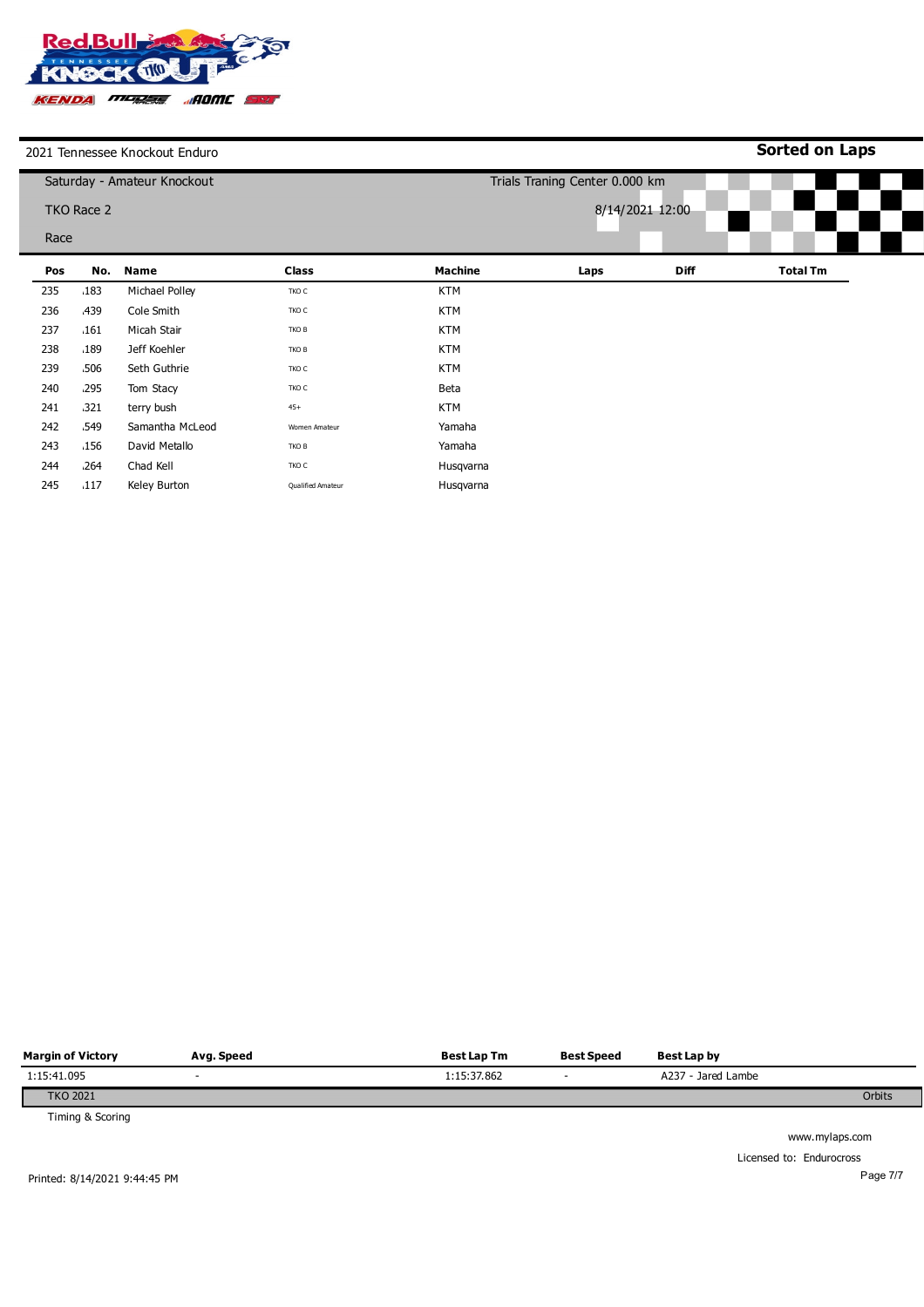2021 Tennessee Knockout Enduro

**Sorted on Laps**

Saturday - Amateur Knockout

TKO Race 2

Race

Trials Traning Center 0.000 km

8/14/2021 12:00

| Pos | No. | Name | Class | Machine | Laps | Diff | Total Tm |
|---|---|---|---|---|---|---|---|
| 235 | .183 | Michael Polley | TKO C | KTM | | | |
| 236 | .439 | Cole Smith | TKO C | KTM | | | |
| 237 | .161 | Micah Stair | TKO B | KTM | | | |
| 238 | .189 | Jeff Koehler | TKO B | KTM | | | |
| 239 | .506 | Seth Guthrie | TKO C | KTM | | | |
| 240 | .295 | Tom Stacy | TKO C | Beta | | | |
| 241 | .321 | terry bush | 45+ | KTM | | | |
| 242 | .549 | Samantha McLeod | Women Amateur | Yamaha | | | |
| 243 | .156 | David Metallo | TKO B | Yamaha | | | |
| 244 | .264 | Chad Kell | TKO C | Husqvarna | | | |
| 245 | .117 | Keley Burton | Qualified Amateur | Husqvarna | | | |

| Margin of Victory | Avg. Speed | Best Lap Tm | Best Speed | Best Lap by |
|---|---|---|---|---|
| 1:15:41.095 | - | 1:15:37.862 | - | A237 - Jared Lambe |

TKO 2021

Orbits

Timing & Scoring

www.mylaps.com

Licensed to: Endurocross

Printed: 8/14/2021 9:44:45 PM